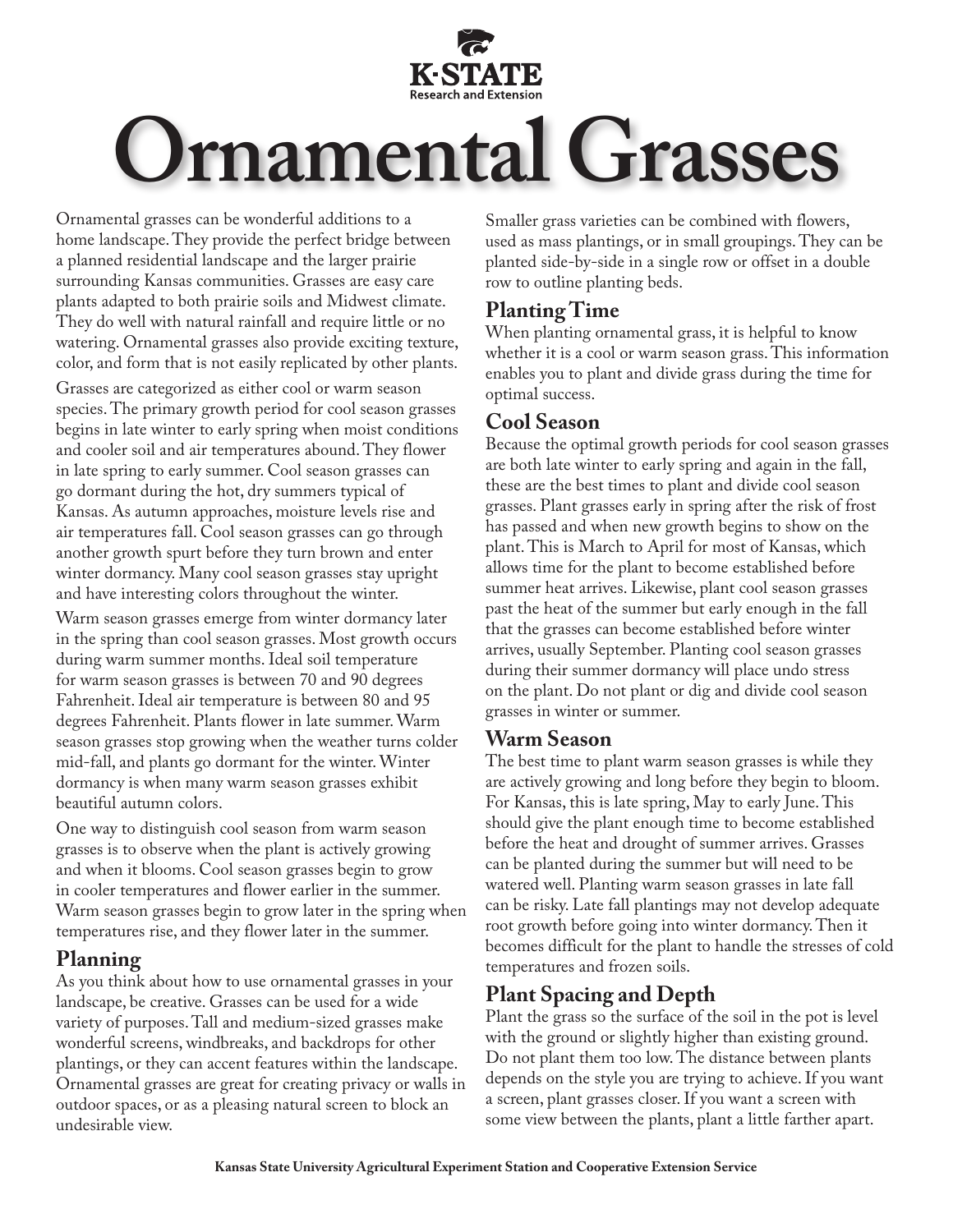# Ornamental Grasses

Ornamental grasses can be wonderful additions to a home landscape. They provide the perfect bridge between a planned residential landscape and the larger prairie surrounding Kansas communities. Grasses are easy care plants adapted to both prairie soils and Midwest climate. They do well with natural rainfall and require little or no watering. Ornamental grasses also provide exciting texture, color, and form that is not easily replicated by other plants.

Grasses are categorized as either cool or warm season species. The primary growth period for cool season grasses begins in late winter to early spring when moist conditions and cooler soil and air temperatures abound. They flower in late spring to early summer. Cool season grasses can go dormant during the hot, dry summers typical of Kansas. As autumn approaches, moisture levels rise and air temperatures fall. Cool season grasses can go through another growth spurt before they turn brown and enter winter dormancy. Many cool season grasses stay upright and have interesting colors throughout the winter.

Warm season grasses emerge from winter dormancy later in the spring than cool season grasses. Most growth occurs during warm summer months. Ideal soil temperature for warm season grasses is between 70 and 90 degrees Fahrenheit. Ideal air temperature is between 80 and 95 degrees Fahrenheit. Plants flower in late summer. Warm season grasses stop growing when the weather turns colder mid-fall, and plants go dormant for the winter. Winter dormancy is when many warm season grasses exhibit beautiful autumn colors.

One way to distinguish cool season from warm season grasses is to observe when the plant is actively growing and when it blooms. Cool season grasses begin to grow in cooler temperatures and flower earlier in the summer. Warm season grasses begin to grow later in the spring when temperatures rise, and they flower later in the summer.

## Planning

As you think about how to use ornamental grasses in your landscape, be creative. Grasses can be used for a wide variety of purposes. Tall and medium-sized grasses make wonderful screens, windbreaks, and backdrops for other plantings, or they can accent features within the landscape. Ornamental grasses are great for creating privacy or walls in outdoor spaces, or as a pleasing natural screen to block an undesirable view.

Smaller grass varieties can be combined with flowers, used as mass plantings, or in small groupings. They can be planted side-by-side in a single row or offset in a double row to outline planting beds.

## Planting Time

When planting ornamental grass, it is helpful to know whether it is a cool or warm season grass. This information enables you to plant and divide grass during the time for optimal success.

## Cool Season

Because the optimal growth periods for cool season grasses are both late winter to early spring and again in the fall, these are the best times to plant and divide cool season grasses. Plant grasses early in spring after the risk of frost has passed and when new growth begins to show on the plant. This is March to April for most of Kansas, which allows time for the plant to become established before summer heat arrives. Likewise, plant cool season grasses past the heat of the summer but early enough in the fall that the grasses can become established before winter arrives, usually September. Planting cool season grasses during their summer dormancy will place undo stress on the plant. Do not plant or dig and divide cool season grasses in winter or summer.

## Warm Season

The best time to plant warm season grasses is while they are actively growing and long before they begin to bloom. For Kansas, this is late spring, May to early June. This should give the plant enough time to become established before the heat and drought of summer arrives. Grasses can be planted during the summer but will need to be watered well. Planting warm season grasses in late fall can be risky. Late fall plantings may not develop adequate root growth before going into winter dormancy. Then it becomes difficult for the plant to handle the stresses of cold temperatures and frozen soils.

## Plant Spacing and Depth

Plant the grass so the surface of the soil in the pot is level with the ground or slightly higher than existing ground. Do not plant them too low. The distance between plants depends on the style you are trying to achieve. If you want a screen, plant grasses closer. If you want a screen with some view between the plants, plant a little farther apart.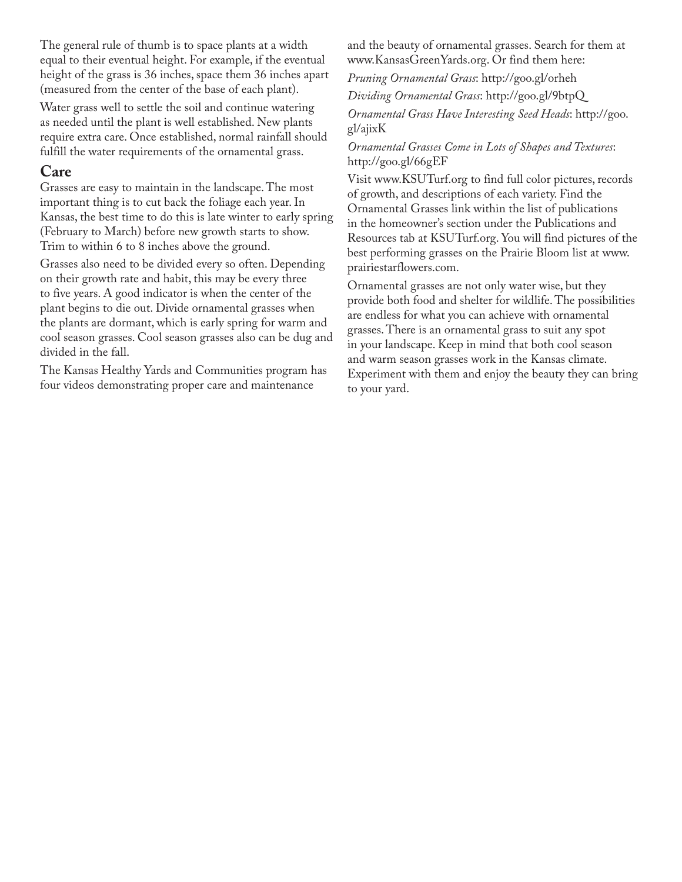The general rule of thumb is to space plants at a width equal to their eventual height. For example, if the eventual height of the grass is 36 inches, space them 36 inches apart (measured from the center of the base of each plant).

Water grass well to settle the soil and continue watering as needed until the plant is well established. New plants require extra care. Once established, normal rainfall should fulfill the water requirements of the ornamental grass.

## Care

Grasses are easy to maintain in the landscape. The most important thing is to cut back the foliage each year. In Kansas, the best time to do this is late winter to early spring (February to March) before new growth starts to show. Trim to within 6 to 8 inches above the ground.

Grasses also need to be divided every so often. Depending on their growth rate and habit, this may be every three to five years. A good indicator is when the center of the plant begins to die out. Divide ornamental grasses when the plants are dormant, which is early spring for warm and cool season grasses. Cool season grasses also can be dug and divided in the fall.

The Kansas Healthy Yards and Communities program has four videos demonstrating proper care and maintenance and the beauty of ornamental grasses. Search for them at www.KansasGreenYards.org. Or find them here:

*Pruning Ornamental Grass*: http://goo.gl/orheh

*Dividing Ornamental Grass*: http://goo.gl/9btpQ

*Ornamental Grass Have Interesting Seed Heads*: http://goo.gl/ajixK

*Ornamental Grasses Come in Lots of Shapes and Textures*: http://goo.gl/66gEF

Visit www.KSUTurf.org to find full color pictures, records of growth, and descriptions of each variety. Find the Ornamental Grasses link within the list of publications in the homeowner's section under the Publications and Resources tab at KSUTurf.org. You will find pictures of the best performing grasses on the Prairie Bloom list at www.prairiestarflowers.com.

Ornamental grasses are not only water wise, but they provide both food and shelter for wildlife. The possibilities are endless for what you can achieve with ornamental grasses. There is an ornamental grass to suit any spot in your landscape. Keep in mind that both cool season and warm season grasses work in the Kansas climate. Experiment with them and enjoy the beauty they can bring to your yard.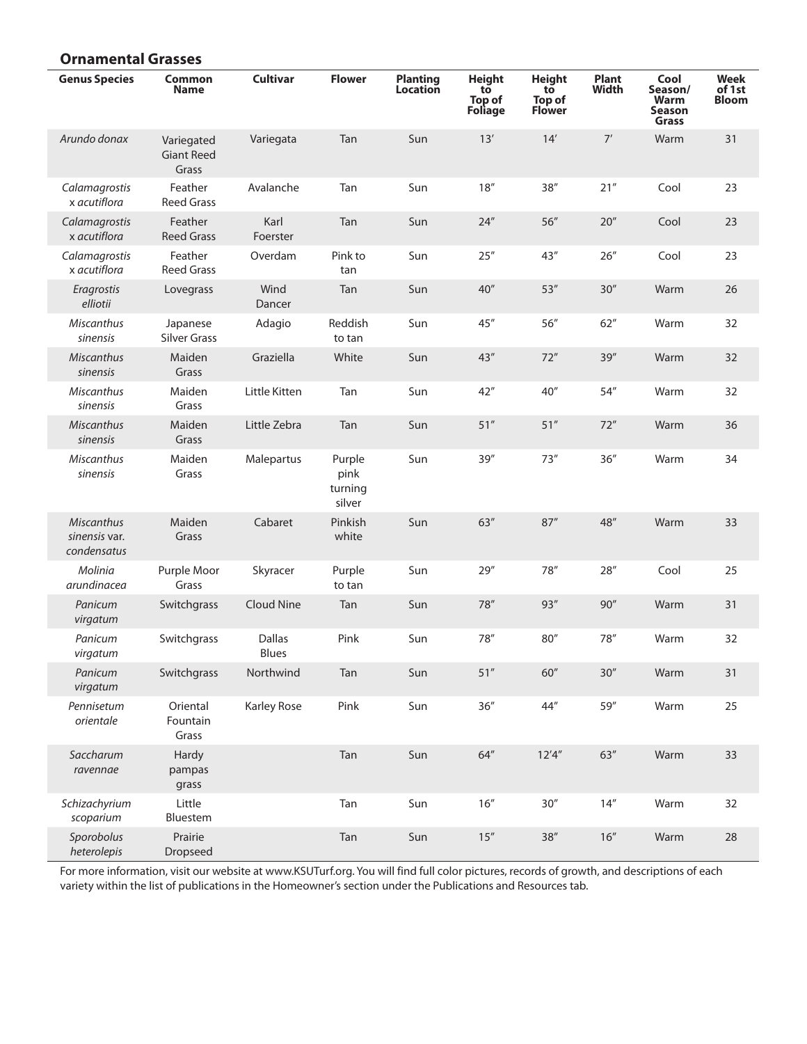## Ornamental Grasses

| Genus Species | Common Name | Cultivar | Flower | Planting Location | Height to Top of Foliage | Height to Top of Flower | Plant Width | Cool Season/ Warm Season Grass | Week of 1st Bloom |
|---|---|---|---|---|---|---|---|---|---|
| *Arundo donax* | Variegated Giant Reed Grass | Variegata | Tan | Sun | 13′ | 14′ | 7′ | Warm | 31 |
| *Calamagrostis* x *acutiflora* | Feather Reed Grass | Avalanche | Tan | Sun | 18″ | 38″ | 21″ | Cool | 23 |
| *Calamagrostis* x *acutiflora* | Feather Reed Grass | Karl Foerster | Tan | Sun | 24″ | 56″ | 20″ | Cool | 23 |
| *Calamagrostis* x *acutiflora* | Feather Reed Grass | Overdam | Pink to tan | Sun | 25″ | 43″ | 26″ | Cool | 23 |
| *Eragrostis elliotii* | Lovegrass | Wind Dancer | Tan | Sun | 40″ | 53″ | 30″ | Warm | 26 |
| *Miscanthus sinensis* | Japanese Silver Grass | Adagio | Reddish to tan | Sun | 45″ | 56″ | 62″ | Warm | 32 |
| *Miscanthus sinensis* | Maiden Grass | Graziella | White | Sun | 43″ | 72″ | 39″ | Warm | 32 |
| *Miscanthus sinensis* | Maiden Grass | Little Kitten | Tan | Sun | 42″ | 40″ | 54″ | Warm | 32 |
| *Miscanthus sinensis* | Maiden Grass | Little Zebra | Tan | Sun | 51″ | 51″ | 72″ | Warm | 36 |
| *Miscanthus sinensis* | Maiden Grass | Malepartus | Purple pink turning silver | Sun | 39″ | 73″ | 36″ | Warm | 34 |
| *Miscanthus sinensis* var. *condensatus* | Maiden Grass | Cabaret | Pinkish white | Sun | 63″ | 87″ | 48″ | Warm | 33 |
| *Molinia arundinacea* | Purple Moor Grass | Skyracer | Purple to tan | Sun | 29″ | 78″ | 28″ | Cool | 25 |
| *Panicum virgatum* | Switchgrass | Cloud Nine | Tan | Sun | 78″ | 93″ | 90″ | Warm | 31 |
| *Panicum virgatum* | Switchgrass | Dallas Blues | Pink | Sun | 78″ | 80″ | 78″ | Warm | 32 |
| *Panicum virgatum* | Switchgrass | Northwind | Tan | Sun | 51″ | 60″ | 30″ | Warm | 31 |
| *Pennisetum orientale* | Oriental Fountain Grass | Karley Rose | Pink | Sun | 36″ | 44″ | 59″ | Warm | 25 |
| *Saccharum ravennae* | Hardy pampas grass | | Tan | Sun | 64″ | 12′4″ | 63″ | Warm | 33 |
| *Schizachyrium scoparium* | Little Bluestem | | Tan | Sun | 16″ | 30″ | 14″ | Warm | 32 |
| *Sporobolus heterolepis* | Prairie Dropseed | | Tan | Sun | 15″ | 38″ | 16″ | Warm | 28 |

For more information, visit our website at www.KSUTurf.org. You will find full color pictures, records of growth, and descriptions of each variety within the list of publications in the Homeowner's section under the Publications and Resources tab.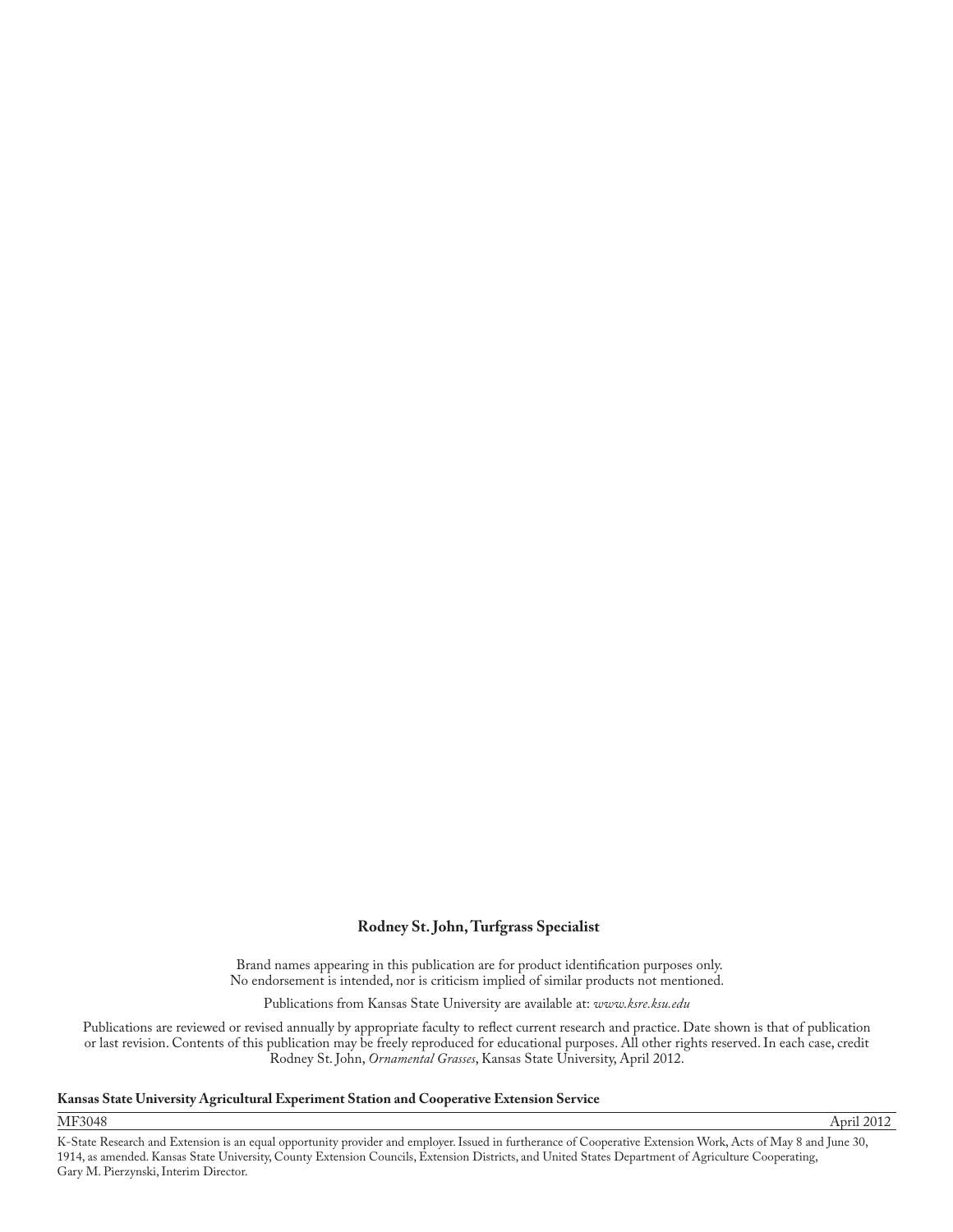**Rodney St. John, Turfgrass Specialist**

Brand names appearing in this publication are for product identification purposes only.
No endorsement is intended, nor is criticism implied of similar products not mentioned.

Publications from Kansas State University are available at: *www.ksre.ksu.edu*

Publications are reviewed or revised annually by appropriate faculty to reflect current research and practice. Date shown is that of publication or last revision. Contents of this publication may be freely reproduced for educational purposes. All other rights reserved. In each case, credit Rodney St. John, *Ornamental Grasses*, Kansas State University, April 2012.

**Kansas State University Agricultural Experiment Station and Cooperative Extension Service**

MF3048 April 2012

K-State Research and Extension is an equal opportunity provider and employer. Issued in furtherance of Cooperative Extension Work, Acts of May 8 and June 30, 1914, as amended. Kansas State University, County Extension Councils, Extension Districts, and United States Department of Agriculture Cooperating, Gary M. Pierzynski, Interim Director.